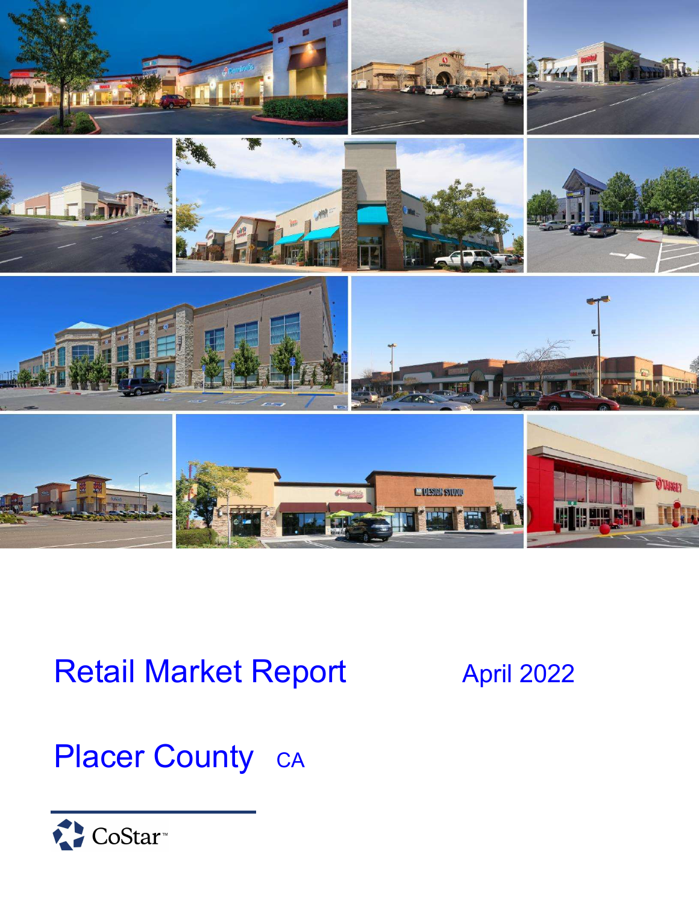# Retail Market Report

April 2022

## Placer County CA

CoStar™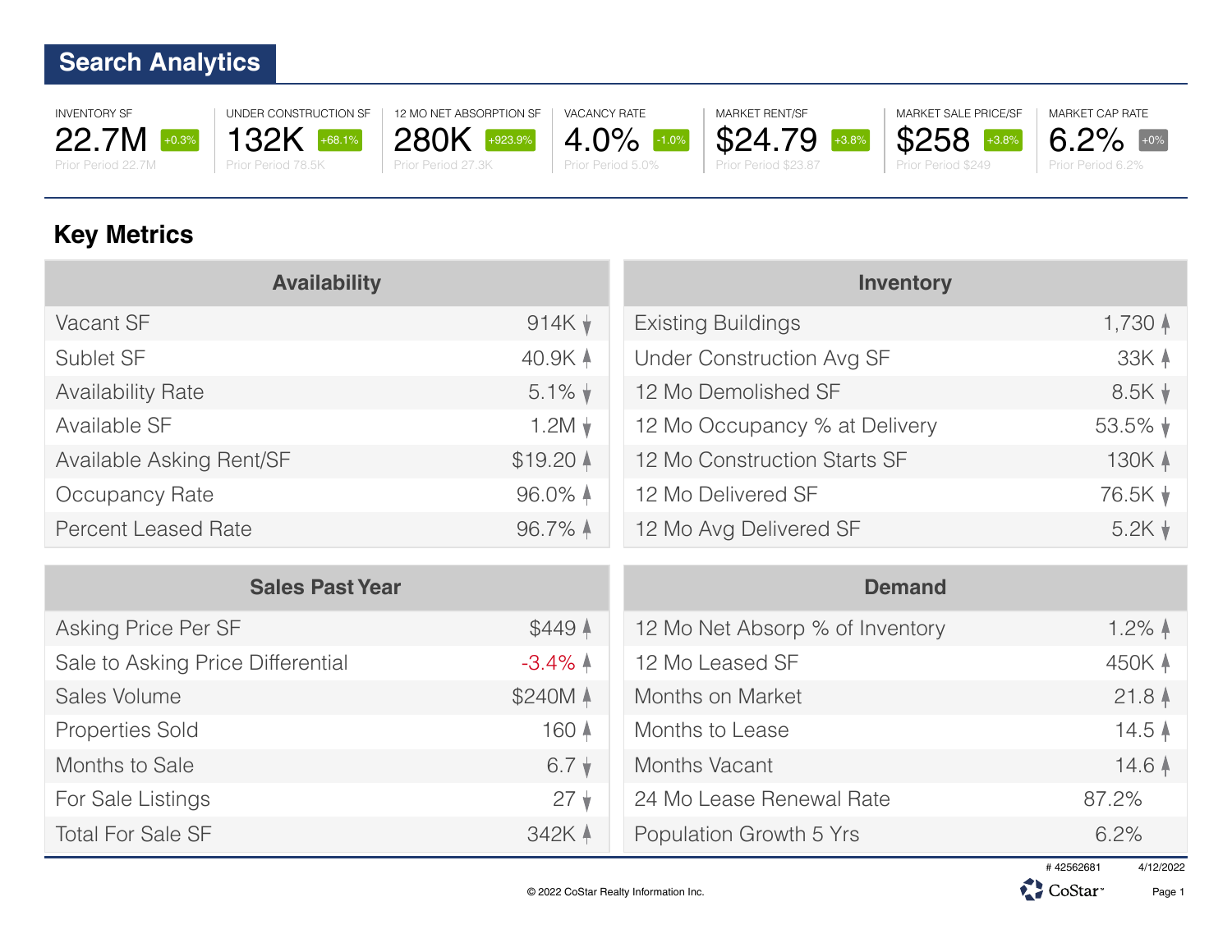## Search Analytics

| INVENTORY SF | UNDER CONSTRUCTION SF | 12 MO NET ABSORPTION SF | VACANCY RATE | MARKET RENT/SF | MARKET SALE PRICE/SF | MARKET CAP RATE |
|---|---|---|---|---|---|---|
| 22.7M +0.3% | 132K +68.1% | 280K +923.9% | 4.0% -1.0% | $24.79 +3.8% | $258 +3.8% | 6.2% +0% |
| Prior Period 22.7M | Prior Period 78.5K | Prior Period 27.3K | Prior Period 5.0% | Prior Period $23.87 | Prior Period $249 | Prior Period 6.2% |

## Key Metrics

| Availability | |
|---|---|
| Vacant SF | 914K ↓ |
| Sublet SF | 40.9K ↑ |
| Availability Rate | 5.1% ↓ |
| Available SF | 1.2M ↓ |
| Available Asking Rent/SF | $19.20 ↑ |
| Occupancy Rate | 96.0% ↑ |
| Percent Leased Rate | 96.7% ↑ |

| Inventory | |
|---|---|
| Existing Buildings | 1,730 ↑ |
| Under Construction Avg SF | 33K ↑ |
| 12 Mo Demolished SF | 8.5K ↓ |
| 12 Mo Occupancy % at Delivery | 53.5% ↓ |
| 12 Mo Construction Starts SF | 130K ↑ |
| 12 Mo Delivered SF | 76.5K ↓ |
| 12 Mo Avg Delivered SF | 5.2K ↓ |

| Sales Past Year | |
|---|---|
| Asking Price Per SF | $449 ↑ |
| Sale to Asking Price Differential | -3.4% ↑ |
| Sales Volume | $240M ↑ |
| Properties Sold | 160 ↑ |
| Months to Sale | 6.7 ↓ |
| For Sale Listings | 27 ↓ |
| Total For Sale SF | 342K ↑ |

| Demand | |
|---|---|
| 12 Mo Net Absorp % of Inventory | 1.2% ↑ |
| 12 Mo Leased SF | 450K ↑ |
| Months on Market | 21.8 ↑ |
| Months to Lease | 14.5 ↑ |
| Months Vacant | 14.6 ↑ |
| 24 Mo Lease Renewal Rate | 87.2% |
| Population Growth 5 Yrs | 6.2% |

# 42562681 4/12/2022

© 2022 CoStar Realty Information Inc.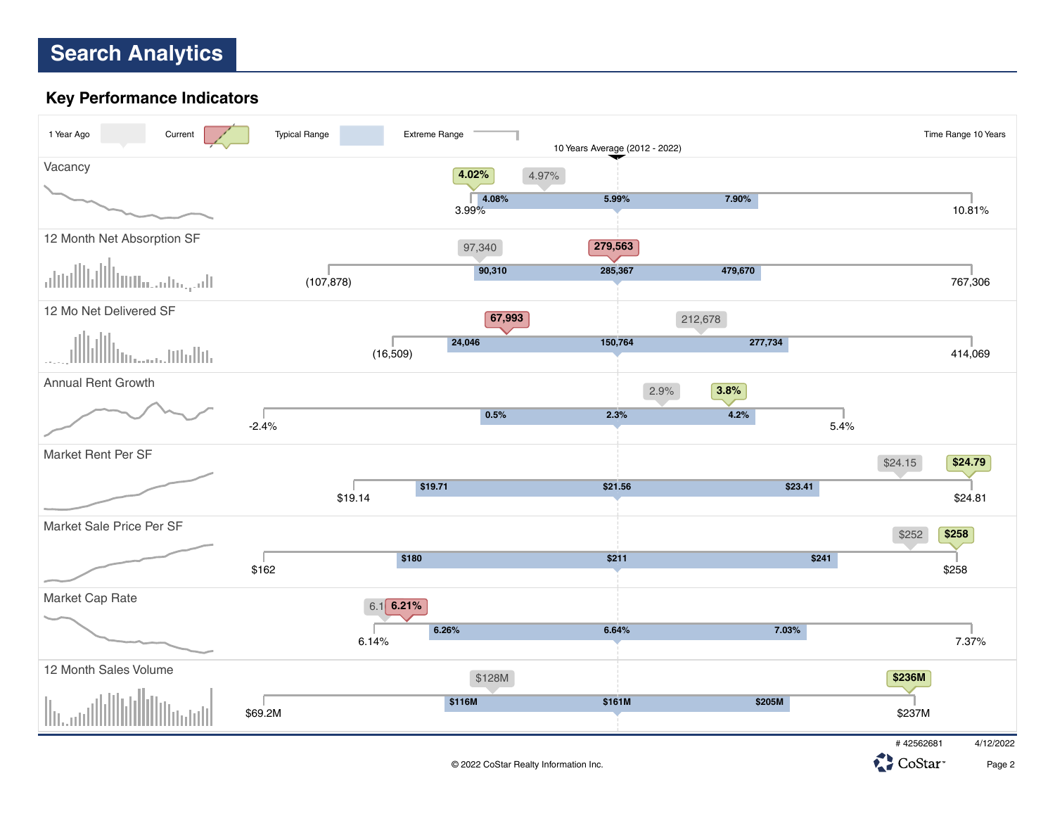# Search Analytics

## Key Performance Indicators

1 Year Ago | Current | Typical Range | Extreme Range | Time Range 10 Years

10 Years Average (2012 - 2022)

| Indicator | Extreme Low | Typical Low | 10 Years Average | Typical High | Extreme High | 1 Year Ago | Current |
|---|---|---|---|---|---|---|---|
| Vacancy | 3.99% | 4.08% | 5.99% | 7.90% | 10.81% | 4.97% | 4.02% |
| 12 Month Net Absorption SF | (107,878) | 90,310 | 285,367 | 479,670 | 767,306 | 97,340 | 279,563 |
| 12 Mo Net Delivered SF | (16,509) | 24,046 | 150,764 | 277,734 | 414,069 | 212,678 | 67,993 |
| Annual Rent Growth | -2.4% | 0.5% | 2.3% | 4.2% | 5.4% | 2.9% | 3.8% |
| Market Rent Per SF | $19.14 | $19.71 | $21.56 | $23.41 | $24.81 | $24.15 | $24.79 |
| Market Sale Price Per SF | $162 | $180 | $211 | $241 | $258 | $252 | $258 |
| Market Cap Rate | 6.14% | 6.26% | 6.64% | 7.03% | 7.37% | 6.1 | 6.21% |
| 12 Month Sales Volume | $69.2M | $116M | $161M | $205M | $237M | $128M | $236M |

# 42562681 4/12/2022

© 2022 CoStar Realty Information Inc.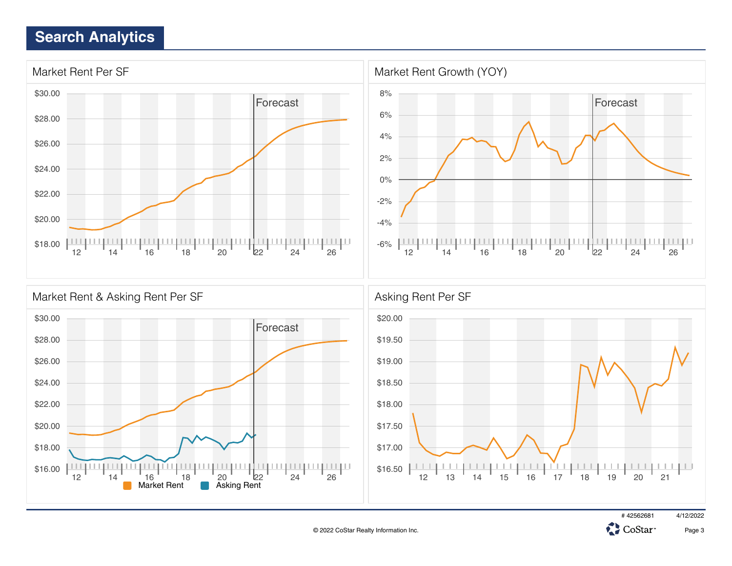# Search Analytics

## Market Rent Per SF

$30.00
$28.00
$26.00
$24.00
$22.00
$20.00
$18.00

Forecast

12 14 16 18 20 22 24 26

## Market Rent Growth (YOY)

8%
6%
4%
2%
0%
-2%
-4%
-6%

Forecast

12 14 16 18 20 22 24 26

## Market Rent & Asking Rent Per SF

$30.00
$28.00
$26.00
$24.00
$22.00
$20.00
$18.00
$16.00

Forecast

12 14 16 18 20 22 24 26

Market Rent   Asking Rent

## Asking Rent Per SF

$20.00
$19.50
$19.00
$18.50
$18.00
$17.50
$17.00
$16.50

12 13 14 15 16 17 18 19 20 21

# 42562681    4/12/2022

© 2022 CoStar Realty Information Inc.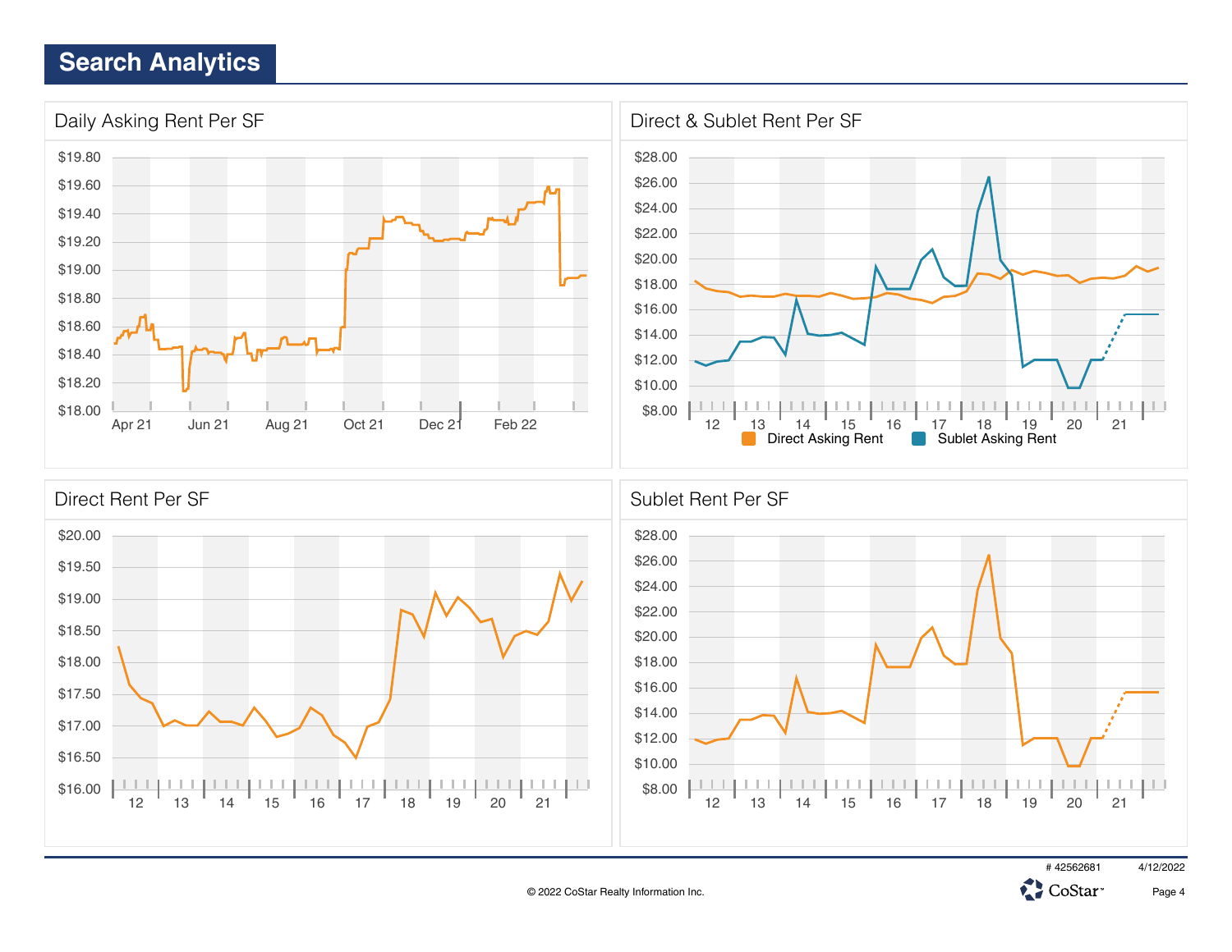# Search Analytics

## Daily Asking Rent Per SF

$19.80
$19.60
$19.40
$19.20
$19.00
$18.80
$18.60
$18.40
$18.20
$18.00

Apr 21 | Jun 21 | Aug 21 | Oct 21 | Dec 21 | Feb 22

## Direct & Sublet Rent Per SF

$28.00
$26.00
$24.00
$22.00
$20.00
$18.00
$16.00
$14.00
$12.00
$10.00
$8.00

12 | 13 | 14 | 15 | 16 | 17 | 18 | 19 | 20 | 21

Direct Asking Rent | Sublet Asking Rent

## Direct Rent Per SF

$20.00
$19.50
$19.00
$18.50
$18.00
$17.50
$17.00
$16.50
$16.00

12 | 13 | 14 | 15 | 16 | 17 | 18 | 19 | 20 | 21

## Sublet Rent Per SF

$28.00
$26.00
$24.00
$22.00
$20.00
$18.00
$16.00
$14.00
$12.00
$10.00
$8.00

12 | 13 | 14 | 15 | 16 | 17 | 18 | 19 | 20 | 21

# 42562681 4/12/2022

© 2022 CoStar Realty Information Inc.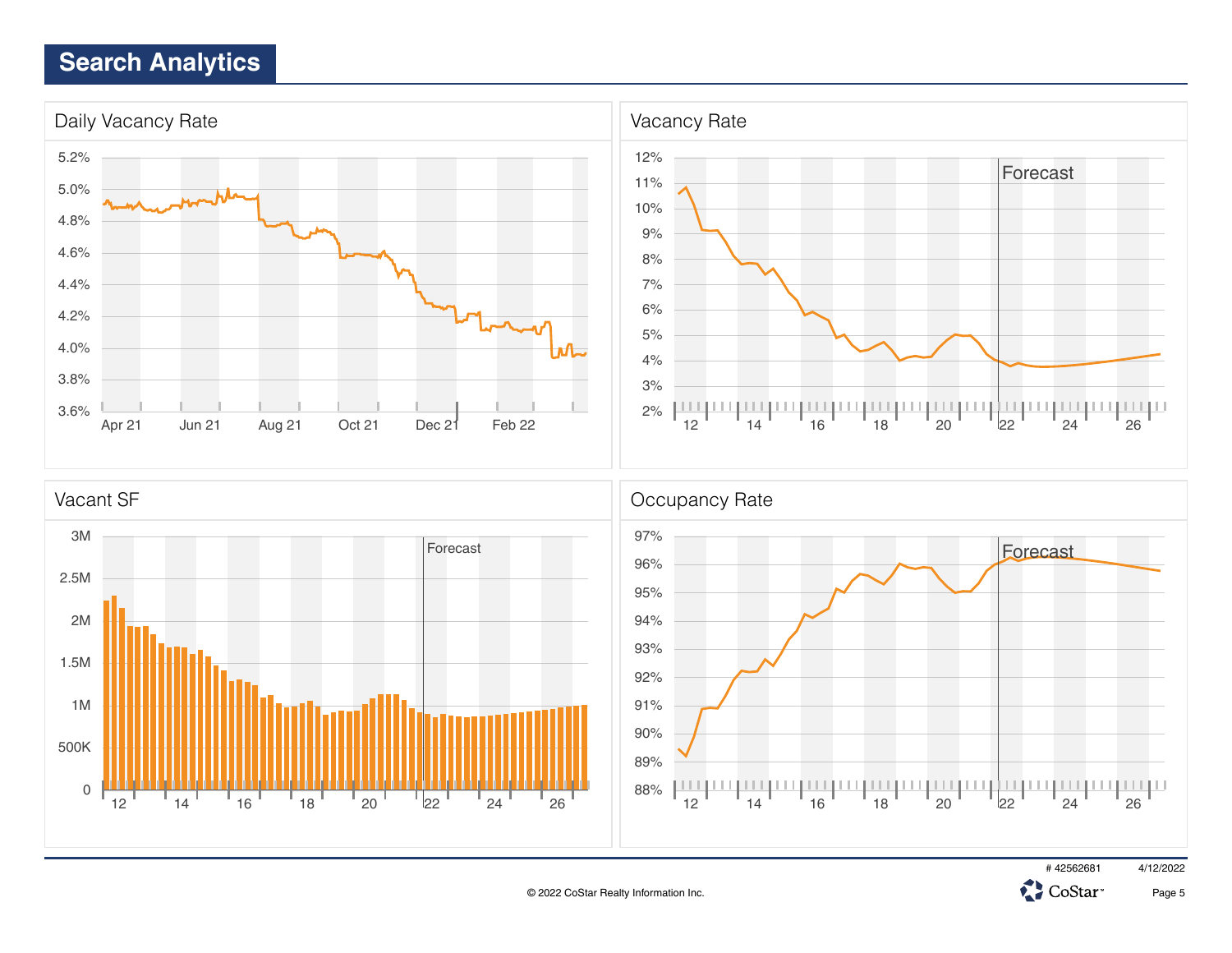# Search Analytics

## Daily Vacancy Rate

5.2%
5.0%
4.8%
4.6%
4.4%
4.2%
4.0%
3.8%
3.6%

Apr 21 | Jun 21 | Aug 21 | Oct 21 | Dec 21 | Feb 22

## Vacancy Rate

12%
11%
10%
9%
8%
7%
6%
5%
4%
3%
2%

Forecast

12 | 14 | 16 | 18 | 20 | 22 | 24 | 26

## Vacant SF

3M
2.5M
2M
1.5M
1M
500K
0

Forecast

12 | 14 | 16 | 18 | 20 | 22 | 24 | 26

## Occupancy Rate

97%
96%
95%
94%
93%
92%
91%
90%
89%
88%

Forecast

12 | 14 | 16 | 18 | 20 | 22 | 24 | 26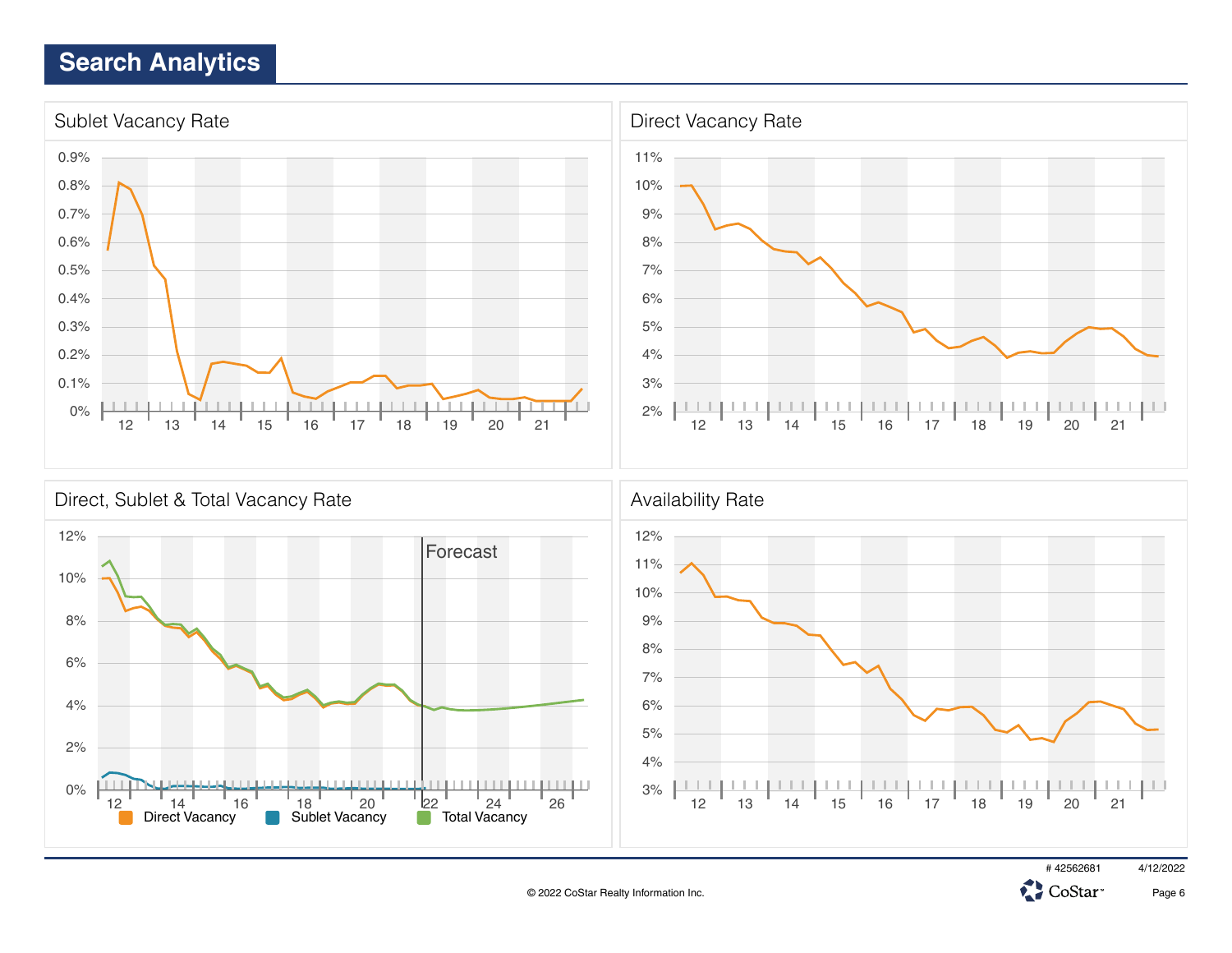# Search Analytics

## Sublet Vacancy Rate

0.9%
0.8%
0.7%
0.6%
0.5%
0.4%
0.3%
0.2%
0.1%
0%

12 13 14 15 16 17 18 19 20 21

## Direct Vacancy Rate

11%
10%
9%
8%
7%
6%
5%
4%
3%
2%

12 13 14 15 16 17 18 19 20 21

## Direct, Sublet & Total Vacancy Rate

12%
10%
8%
6%
4%
2%
0%

Forecast

12 14 16 18 20 22 24 26

Direct Vacancy   Sublet Vacancy   Total Vacancy

## Availability Rate

12%
11%
10%
9%
8%
7%
6%
5%
4%
3%

12 13 14 15 16 17 18 19 20 21

# 42562681 4/12/2022

© 2022 CoStar Realty Information Inc.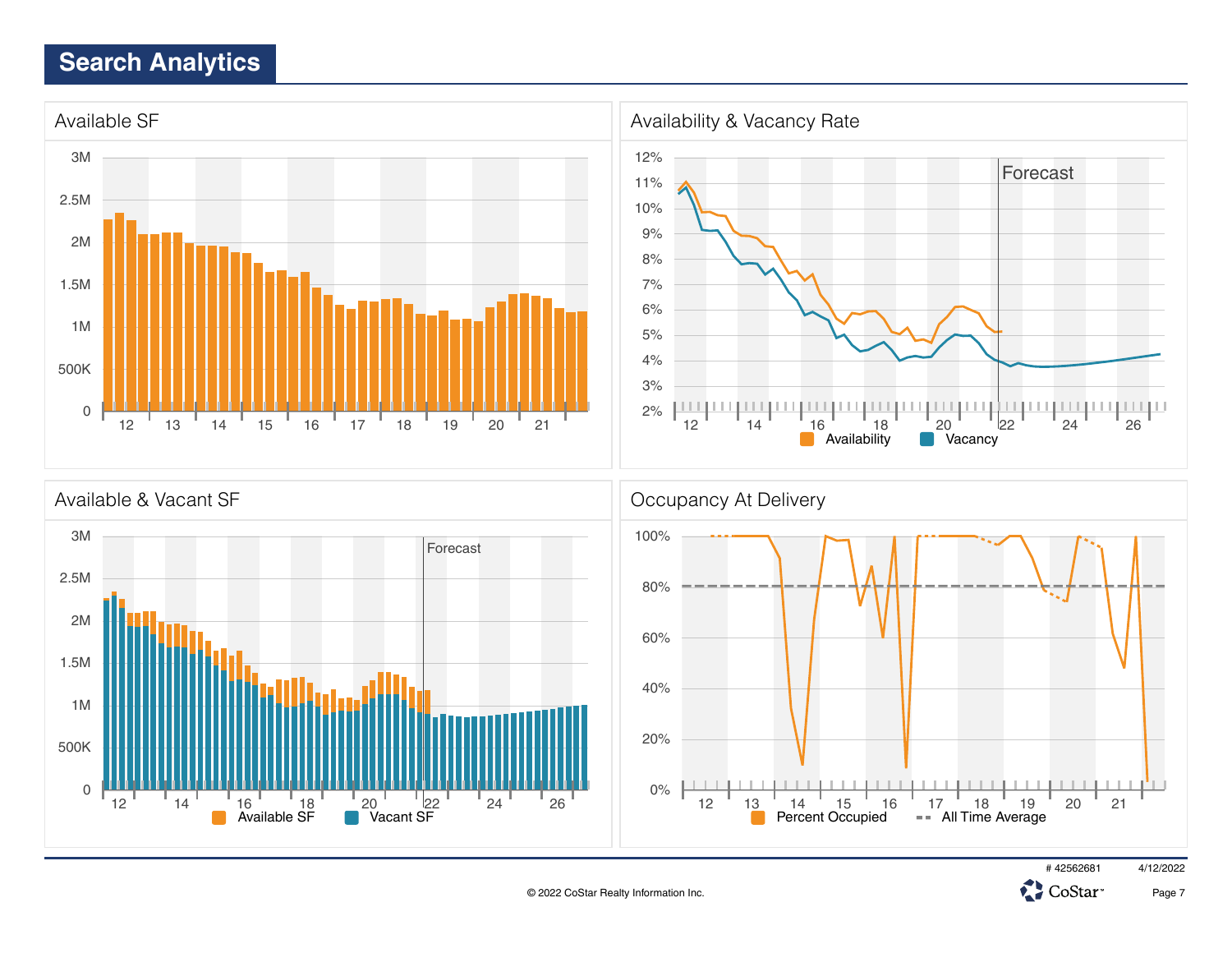## Search Analytics

### Available SF

3M
2.5M
2M
1.5M
1M
500K
0

12 13 14 15 16 17 18 19 20 21

### Availability & Vacancy Rate

12%
11%
10%
9%
8%
7%
6%
5%
4%
3%
2%

Forecast

12 14 16 18 20 22 24 26

Availability  Vacancy

### Available & Vacant SF

3M
2.5M
2M
1.5M
1M
500K
0

Forecast

12 14 16 18 20 22 24 26

Available SF  Vacant SF

### Occupancy At Delivery

100%
80%
60%
40%
20%
0%

12 13 14 15 16 17 18 19 20 21

Percent Occupied  All Time Average

# 42562681 4/12/2022

© 2022 CoStar Realty Information Inc.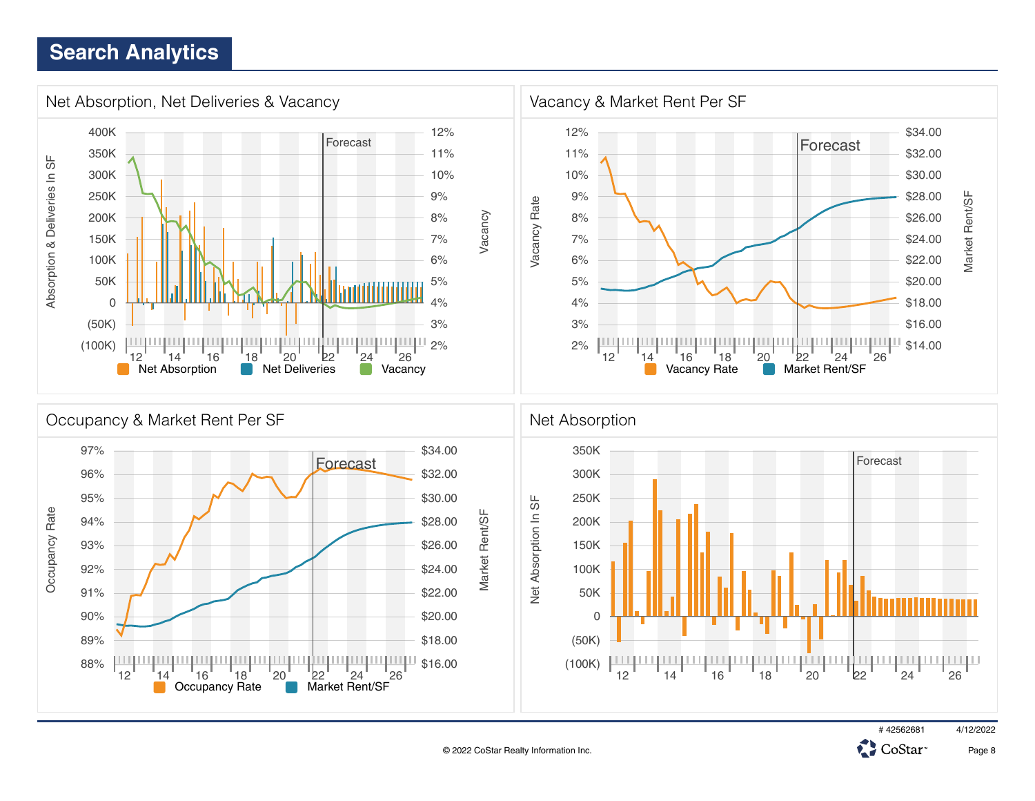# Search Analytics

## Net Absorption, Net Deliveries & Vacancy

Absorption & Deliveries In SF: 400K, 350K, 300K, 250K, 200K, 150K, 100K, 50K, 0, (50K), (100K)

Vacancy: 12%, 11%, 10%, 9%, 8%, 7%, 6%, 5%, 4%, 3%, 2%

Forecast

12, 14, 16, 18, 20, 22, 24, 26

Net Absorption, Net Deliveries, Vacancy

## Vacancy & Market Rent Per SF

Vacancy Rate: 12%, 11%, 10%, 9%, 8%, 7%, 6%, 5%, 4%, 3%, 2%

Market Rent/SF: $34.00, $32.00, $30.00, $28.00, $26.00, $24.00, $22.00, $20.00, $18.00, $16.00, $14.00

Forecast

12, 14, 16, 18, 20, 22, 24, 26

Vacancy Rate, Market Rent/SF

## Occupancy & Market Rent Per SF

Occupancy Rate: 97%, 96%, 95%, 94%, 93%, 92%, 91%, 90%, 89%, 88%

Market Rent/SF: $34.00, $32.00, $30.00, $28.00, $26.00, $24.00, $22.00, $20.00, $18.00, $16.00

Forecast

12, 14, 16, 18, 20, 22, 24, 26

Occupancy Rate, Market Rent/SF

## Net Absorption

Net Absorption In SF: 350K, 300K, 250K, 200K, 150K, 100K, 50K, 0, (50K), (100K)

Forecast

12, 14, 16, 18, 20, 22, 24, 26

# 42562681 4/12/2022

© 2022 CoStar Realty Information Inc.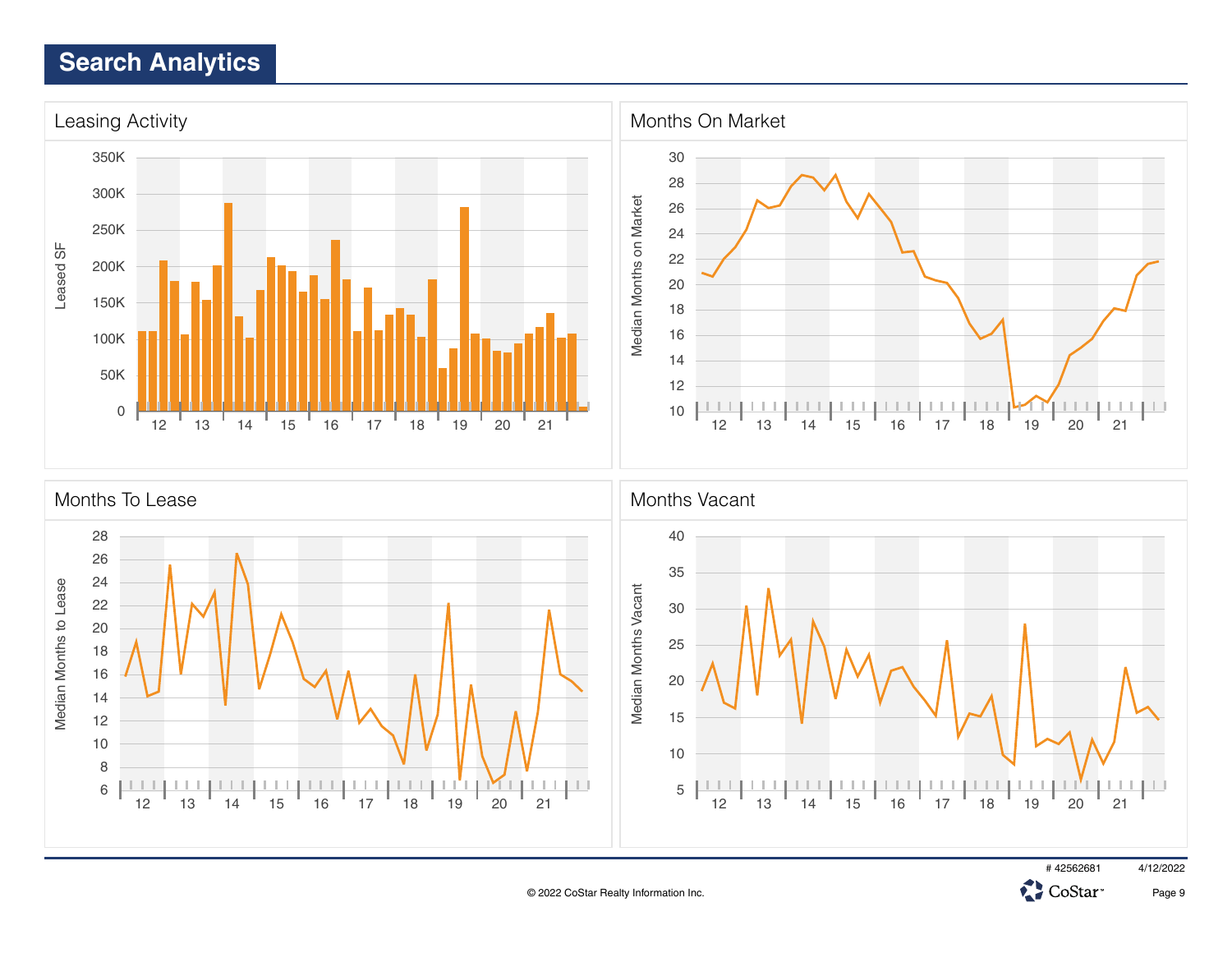## Search Analytics

### Leasing Activity

Leased SF: 0, 50K, 100K, 150K, 200K, 250K, 300K, 350K

12 13 14 15 16 17 18 19 20 21

### Months On Market

Median Months on Market: 10, 12, 14, 16, 18, 20, 22, 24, 26, 28, 30

12 13 14 15 16 17 18 19 20 21

### Months To Lease

Median Months to Lease: 6, 8, 10, 12, 14, 16, 18, 20, 22, 24, 26, 28

12 13 14 15 16 17 18 19 20 21

### Months Vacant

Median Months Vacant: 5, 10, 15, 20, 25, 30, 35, 40

12 13 14 15 16 17 18 19 20 21

# 42562681 4/12/2022

© 2022 CoStar Realty Information Inc.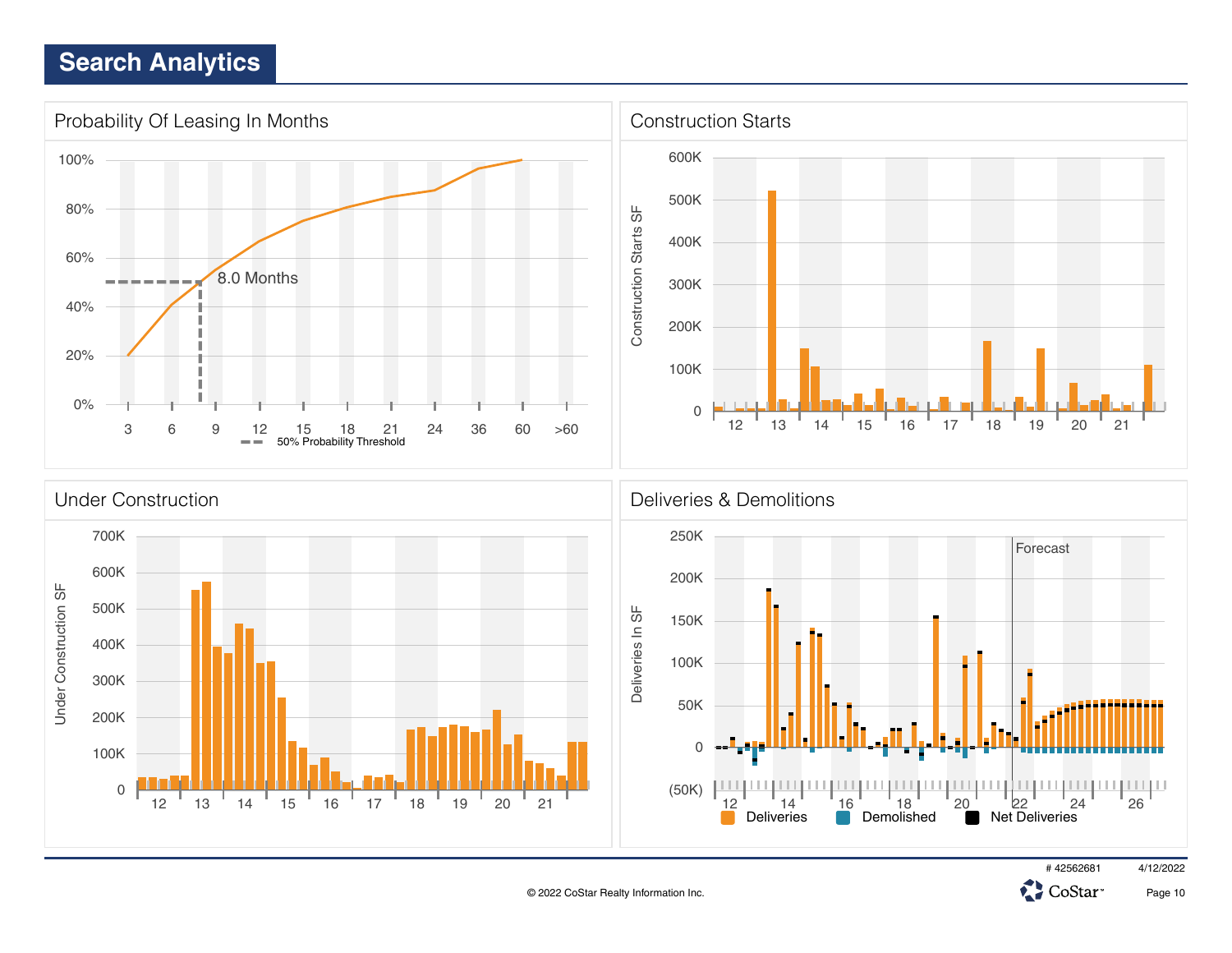# Search Analytics

## Probability Of Leasing In Months

100%
80%
60%
40%
20%
0%

8.0 Months

3 6 9 12 15 18 21 24 36 60 >60

50% Probability Threshold

## Construction Starts

Construction Starts SF

600K
500K
400K
300K
200K
100K
0

12 13 14 15 16 17 18 19 20 21

## Under Construction

Under Construction SF

700K
600K
500K
400K
300K
200K
100K
0

12 13 14 15 16 17 18 19 20 21

## Deliveries & Demolitions

Deliveries In SF

Forecast

250K
200K
150K
100K
50K
0
(50K)

12 14 16 18 20 22 24 26

Deliveries Demolished Net Deliveries

# 42562681 4/12/2022

© 2022 CoStar Realty Information Inc.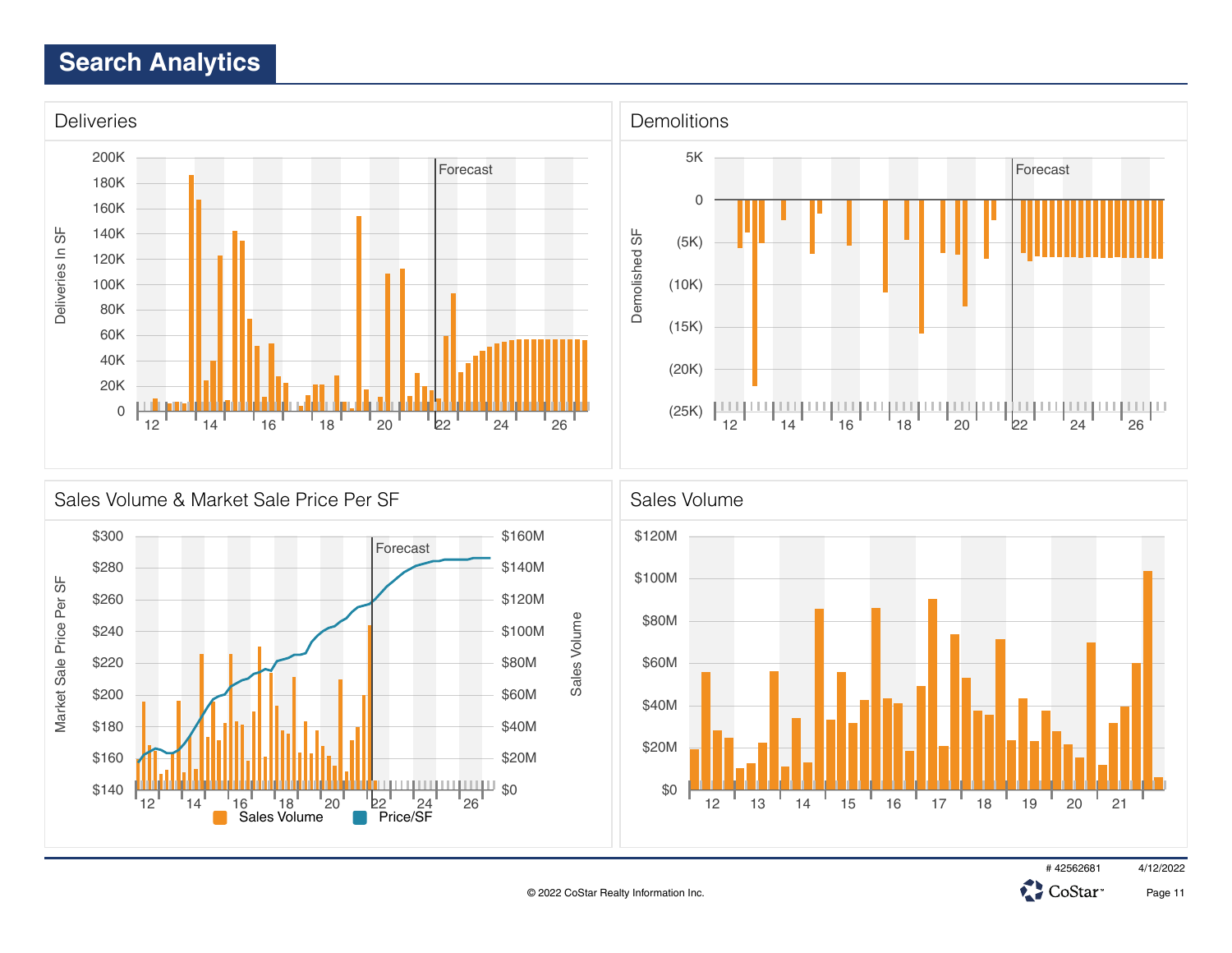# Search Analytics

## Deliveries

Deliveries In SF

200K, 180K, 160K, 140K, 120K, 100K, 80K, 60K, 40K, 20K, 0

Forecast

12, 14, 16, 18, 20, 22, 24, 26

## Demolitions

Demolished SF

5K, 0, (5K), (10K), (15K), (20K), (25K)

Forecast

12, 14, 16, 18, 20, 22, 24, 26

## Sales Volume & Market Sale Price Per SF

Market Sale Price Per SF

$300, $280, $260, $240, $220, $200, $180, $160, $140

Sales Volume

$160M, $140M, $120M, $100M, $80M, $60M, $40M, $20M, $0

Forecast

12, 14, 16, 18, 20, 22, 24, 26

Sales Volume, Price/SF

## Sales Volume

$120M, $100M, $80M, $60M, $40M, $20M, $0

12, 13, 14, 15, 16, 17, 18, 19, 20, 21

# 42562681 4/12/2022

© 2022 CoStar Realty Information Inc.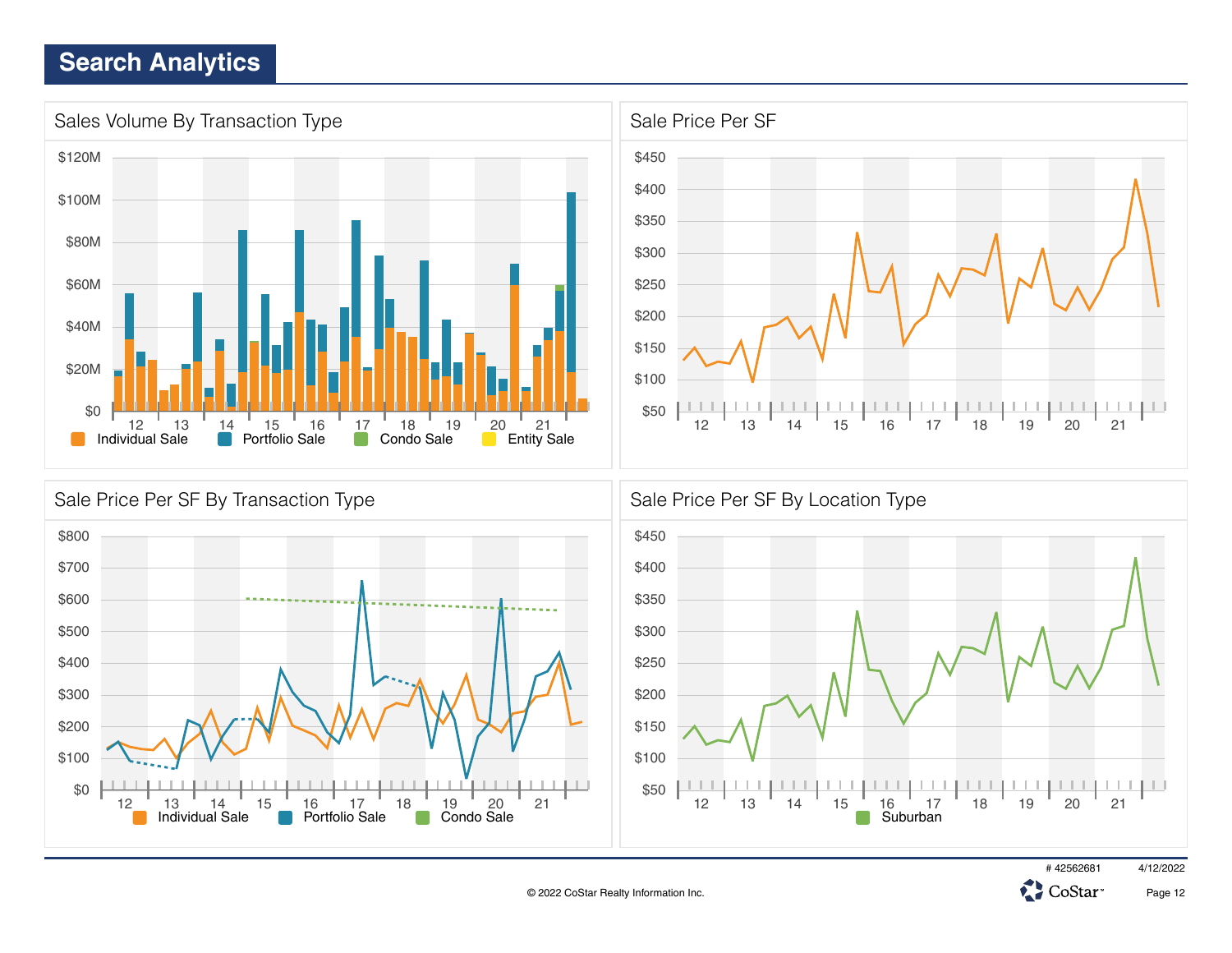# Search Analytics

## Sales Volume By Transaction Type

$120M
$100M
$80M
$60M
$40M
$20M
$0

12 13 14 15 16 17 18 19 20 21

Individual Sale | Portfolio Sale | Condo Sale | Entity Sale

## Sale Price Per SF

$450
$400
$350
$300
$250
$200
$150
$100
$50

12 13 14 15 16 17 18 19 20 21

## Sale Price Per SF By Transaction Type

$800
$700
$600
$500
$400
$300
$200
$100
$0

12 13 14 15 16 17 18 19 20 21

Individual Sale | Portfolio Sale | Condo Sale

## Sale Price Per SF By Location Type

$450
$400
$350
$300
$250
$200
$150
$100
$50

12 13 14 15 16 17 18 19 20 21

Suburban

# 42562681 4/12/2022

© 2022 CoStar Realty Information Inc.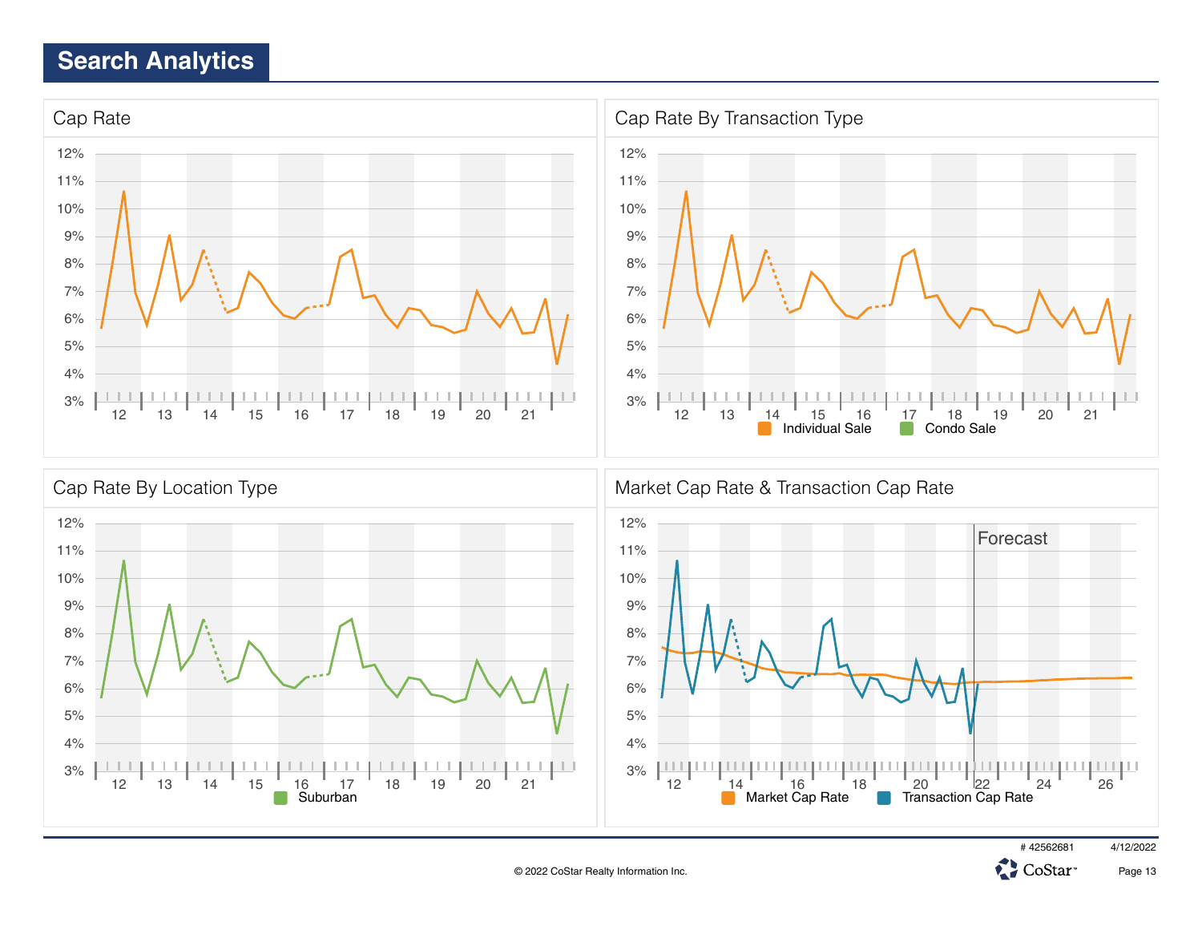## Search Analytics

### Cap Rate

12%
11%
10%
9%
8%
7%
6%
5%
4%
3%

12 13 14 15 16 17 18 19 20 21

### Cap Rate By Transaction Type

12%
11%
10%
9%
8%
7%
6%
5%
4%
3%

12 13 14 15 16 17 18 19 20 21

Individual Sale | Condo Sale

### Cap Rate By Location Type

12%
11%
10%
9%
8%
7%
6%
5%
4%
3%

12 13 14 15 16 17 18 19 20 21

Suburban

### Market Cap Rate & Transaction Cap Rate

Forecast

12%
11%
10%
9%
8%
7%
6%
5%
4%
3%

12 14 16 18 20 22 24 26

Market Cap Rate | Transaction Cap Rate

# 42562681 4/12/2022

© 2022 CoStar Realty Information Inc.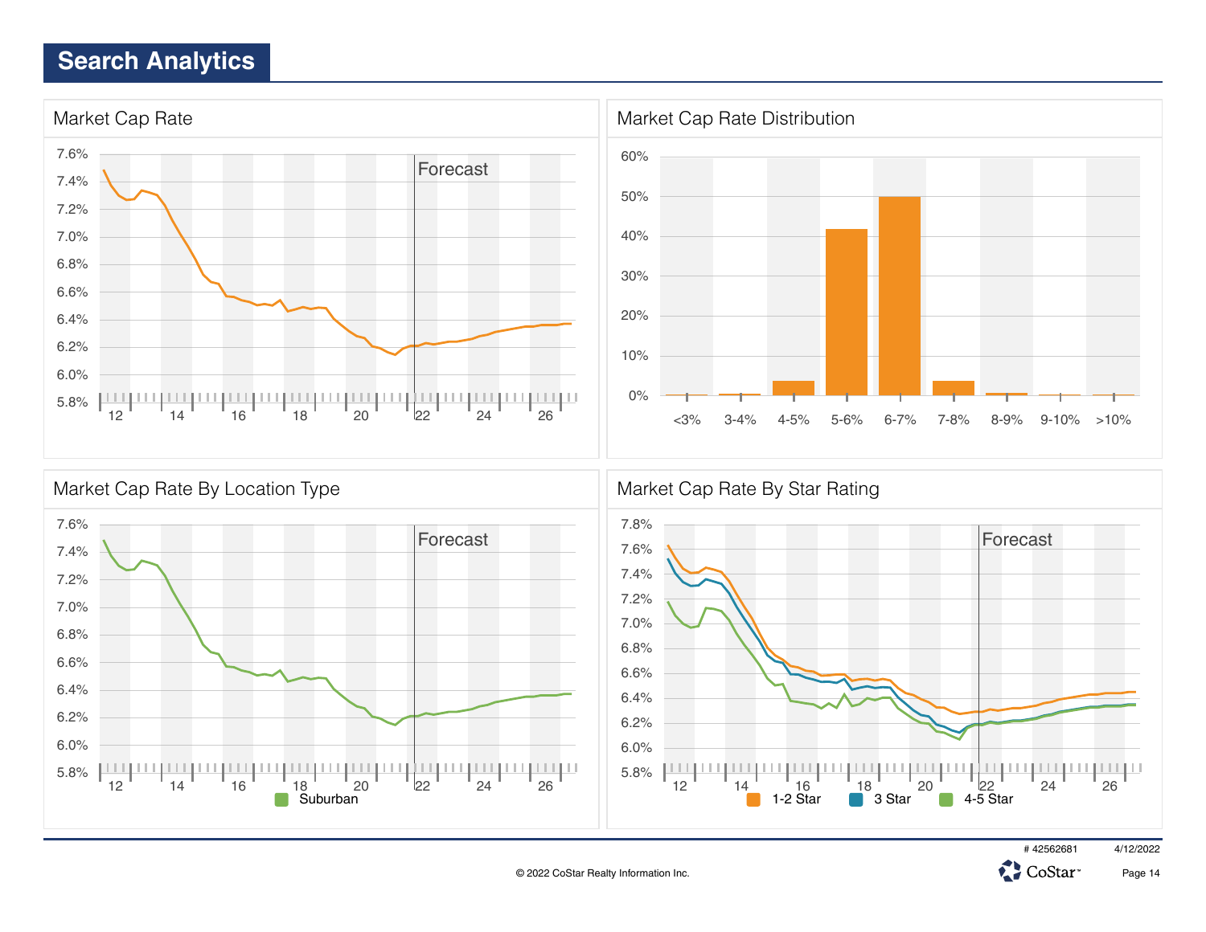# Search Analytics

## Market Cap Rate

7.6%
7.4%
7.2%
7.0%
6.8%
6.6%
6.4%
6.2%
6.0%
5.8%

12 14 16 18 20 22 24 26

Forecast

## Market Cap Rate Distribution

60%
50%
40%
30%
20%
10%
0%

<3% 3-4% 4-5% 5-6% 6-7% 7-8% 8-9% 9-10% >10%

## Market Cap Rate By Location Type

7.6%
7.4%
7.2%
7.0%
6.8%
6.6%
6.4%
6.2%
6.0%
5.8%

12 14 16 18 20 22 24 26

Forecast

Suburban

## Market Cap Rate By Star Rating

7.8%
7.6%
7.4%
7.2%
7.0%
6.8%
6.6%
6.4%
6.2%
6.0%
5.8%

12 14 16 18 20 22 24 26

Forecast

1-2 Star 3 Star 4-5 Star

# 42562681 4/12/2022

© 2022 CoStar Realty Information Inc.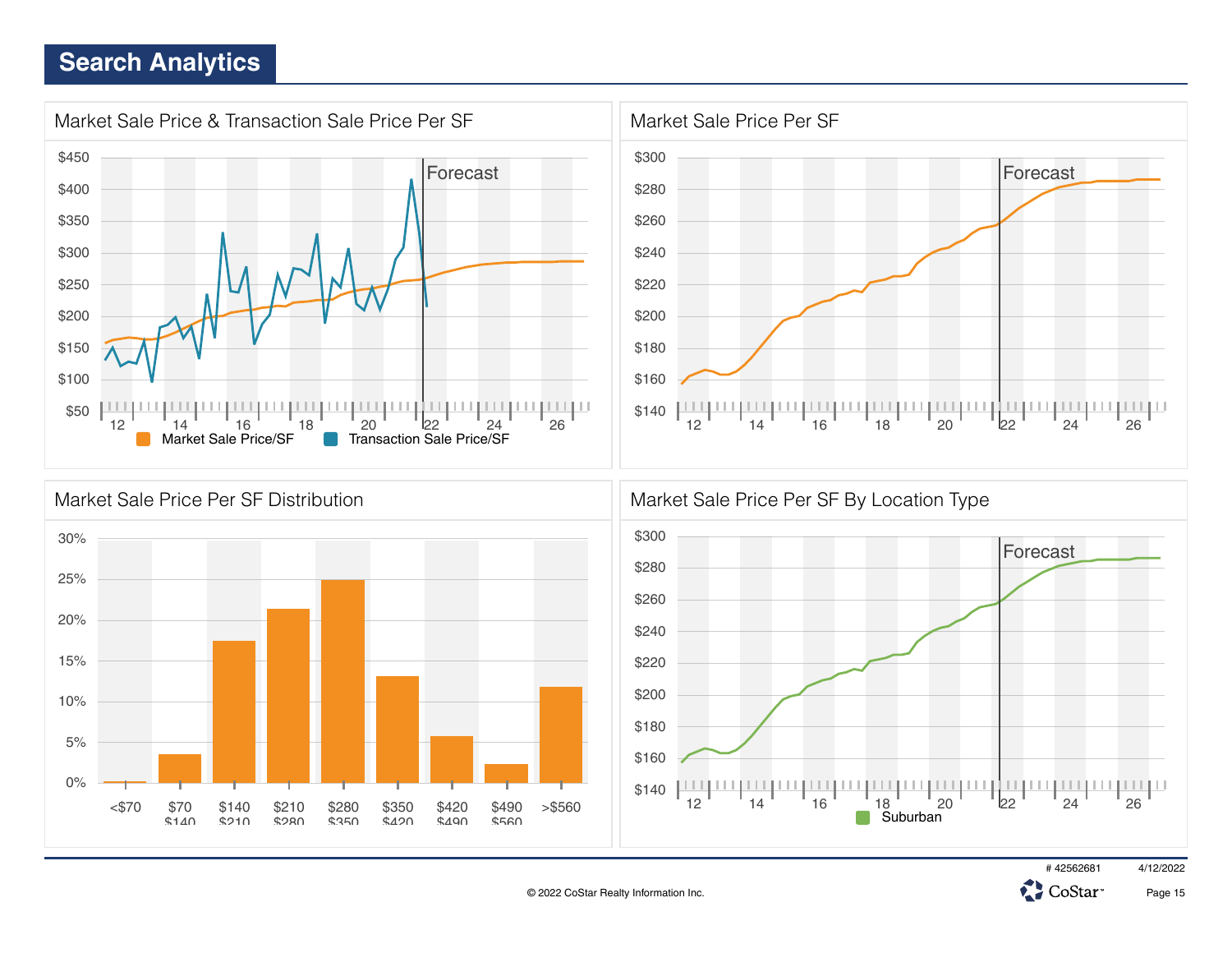# Search Analytics

## Market Sale Price & Transaction Sale Price Per SF

$450
$400
$350
$300
$250
$200
$150
$100
$50

Forecast

12 14 16 18 20 22 24 26

Market Sale Price/SF
Transaction Sale Price/SF

## Market Sale Price Per SF

$300
$280
$260
$240
$220
$200
$180
$160
$140

Forecast

12 14 16 18 20 22 24 26

## Market Sale Price Per SF Distribution

30%
25%
20%
15%
10%
5%
0%

<$70 | $70 $140 | $140 $210 | $210 $280 | $280 $350 | $350 $420 | $420 $490 | $490 $560 | >$560

## Market Sale Price Per SF By Location Type

$300
$280
$260
$240
$220
$200
$180
$160
$140

Forecast

12 14 16 18 20 22 24 26

Suburban

© 2022 CoStar Realty Information Inc.

# 42562681 4/12/2022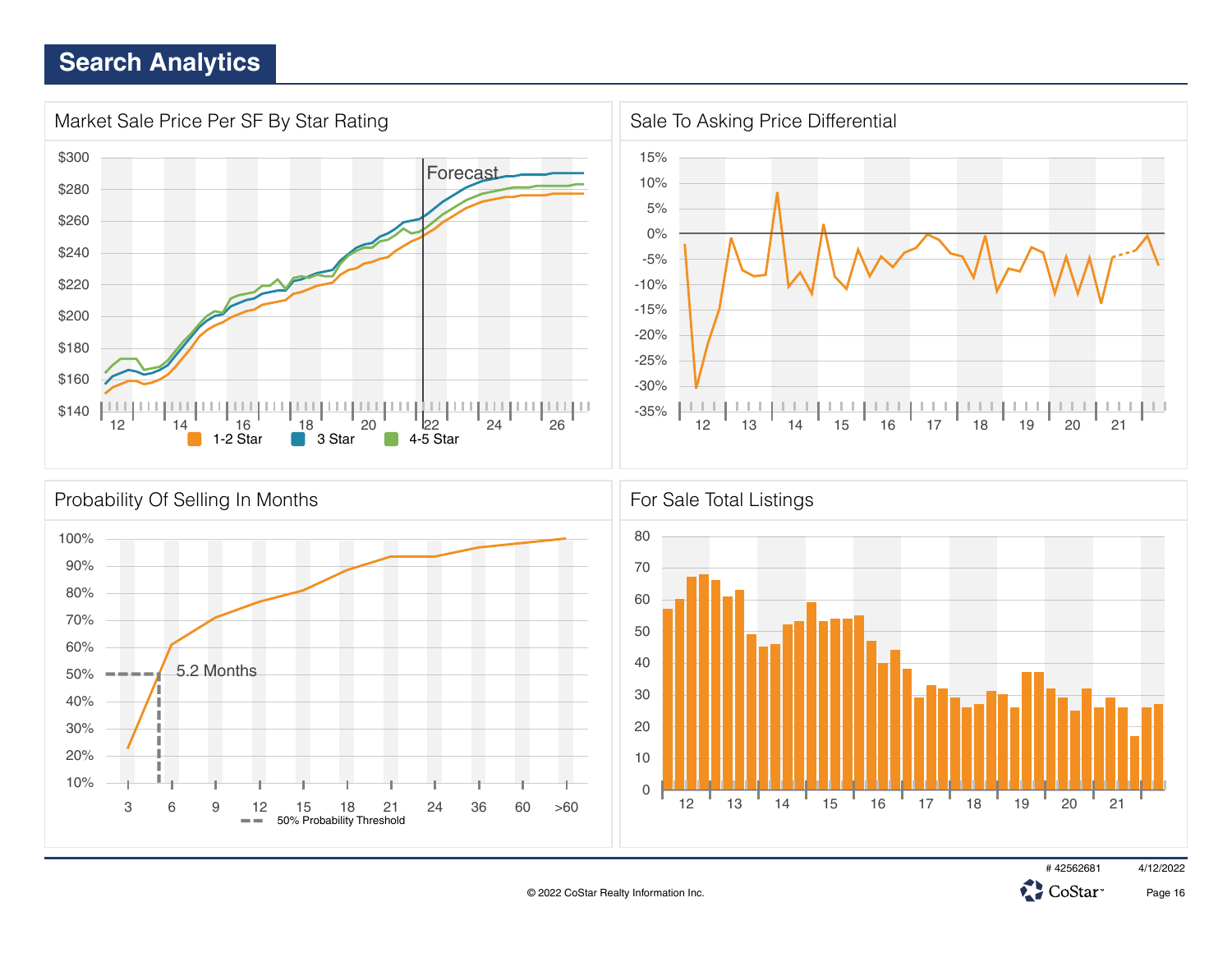# Search Analytics

## Market Sale Price Per SF By Star Rating

$300
$280
$260
$240
$220
$200
$180
$160
$140

Forecast

12 14 16 18 20 22 24 26

1-2 Star 3 Star 4-5 Star

## Sale To Asking Price Differential

15%
10%
5%
0%
-5%
-10%
-15%
-20%
-25%
-30%
-35%

12 13 14 15 16 17 18 19 20 21

## Probability Of Selling In Months

100%
90%
80%
70%
60%
50%
40%
30%
20%
10%

5.2 Months

3 6 9 12 15 18 21 24 36 60 >60

50% Probability Threshold

## For Sale Total Listings

80
70
60
50
40
30
20
10
0

12 13 14 15 16 17 18 19 20 21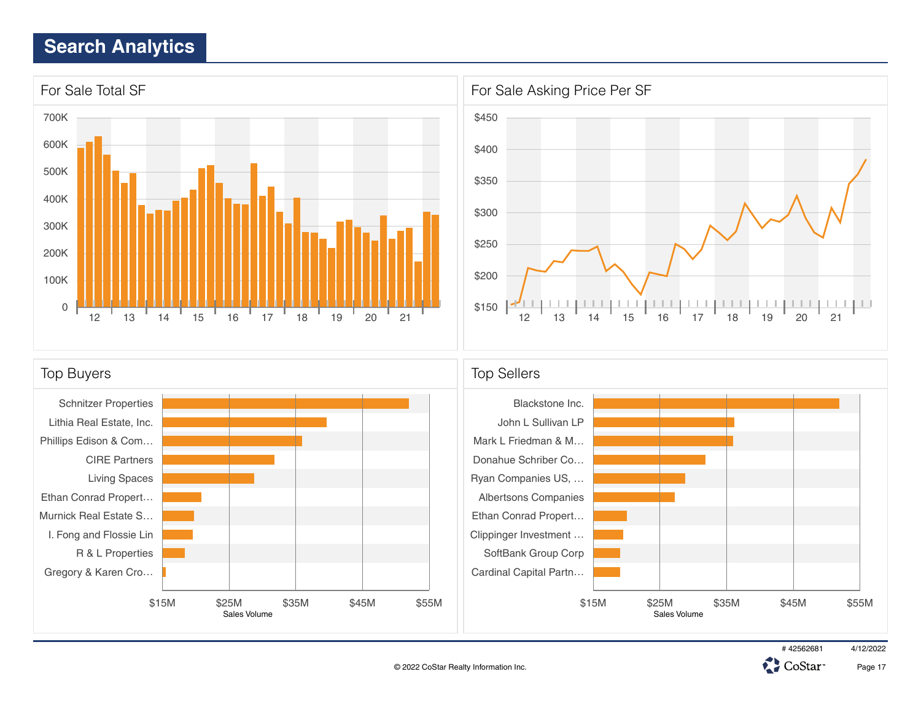# Search Analytics

## For Sale Total SF

700K
600K
500K
400K
300K
200K
100K
0

12 13 14 15 16 17 18 19 20 21

## For Sale Asking Price Per SF

$450
$400
$350
$300
$250
$200
$150

12 13 14 15 16 17 18 19 20 21

## Top Buyers

- Schnitzer Properties
- Lithia Real Estate, Inc.
- Phillips Edison & Com…
- CIRE Partners
- Living Spaces
- Ethan Conrad Propert…
- Murnick Real Estate S…
- I. Fong and Flossie Lin
- R & L Properties
- Gregory & Karen Cro…

$15M $25M $35M $45M $55M

Sales Volume

## Top Sellers

- Blackstone Inc.
- John L Sullivan LP
- Mark L Friedman & M…
- Donahue Schriber Co…
- Ryan Companies US, …
- Albertsons Companies
- Ethan Conrad Propert…
- Clippinger Investment …
- SoftBank Group Corp
- Cardinal Capital Partn…

$15M $25M $35M $45M $55M

Sales Volume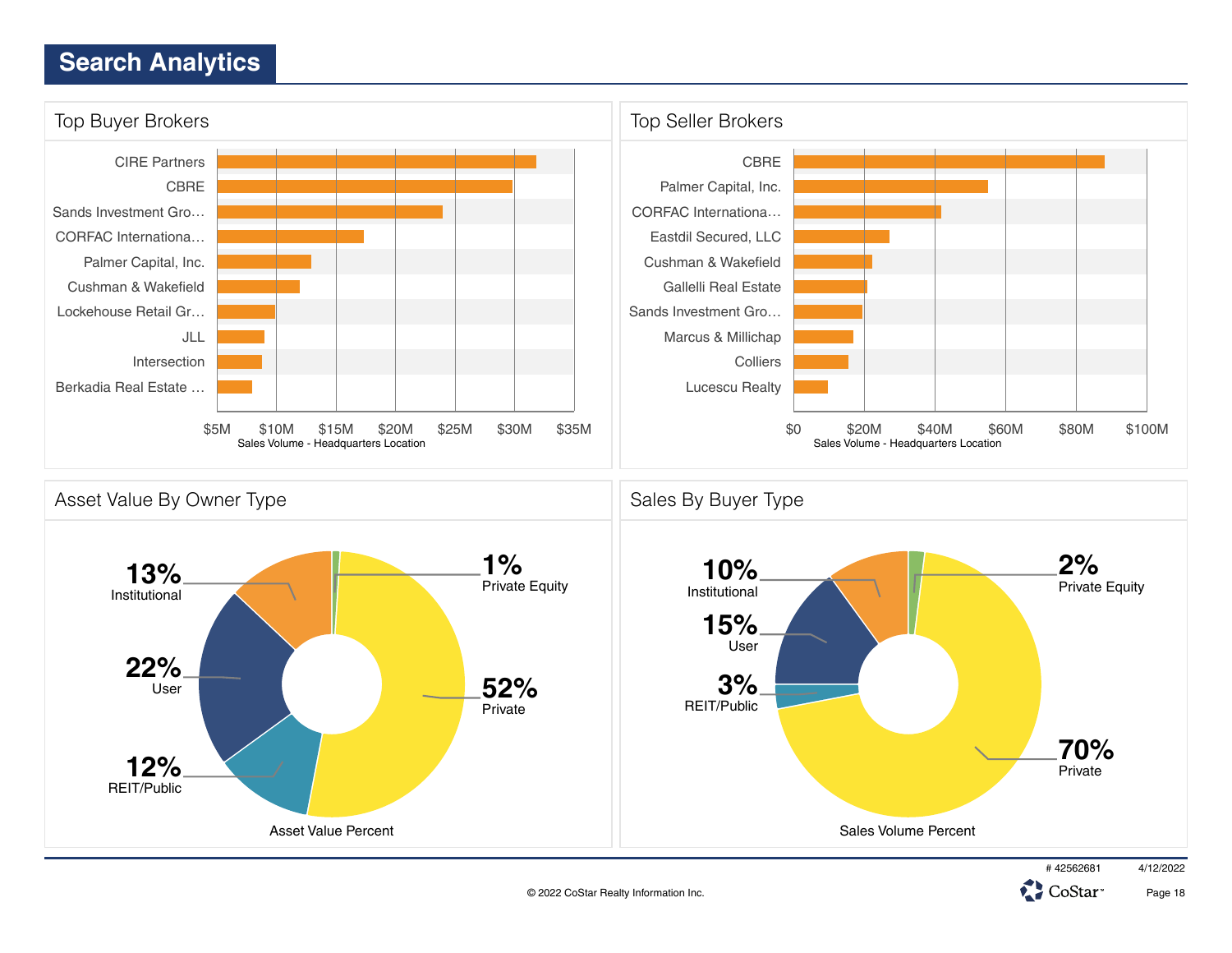# Search Analytics

## Top Buyer Brokers

- CIRE Partners
- CBRE
- Sands Investment Gro…
- CORFAC Internationa…
- Palmer Capital, Inc.
- Cushman & Wakefield
- Lockehouse Retail Gr…
- JLL
- Intersection
- Berkadia Real Estate …

$5M $10M $15M $20M $25M $30M $35M

Sales Volume - Headquarters Location

## Top Seller Brokers

- CBRE
- Palmer Capital, Inc.
- CORFAC Internationa…
- Eastdil Secured, LLC
- Cushman & Wakefield
- Gallelli Real Estate
- Sands Investment Gro…
- Marcus & Millichap
- Colliers
- Lucescu Realty

$0 $20M $40M $60M $80M $100M

Sales Volume - Headquarters Location

## Asset Value By Owner Type

| Owner Type | Percent |
|---|---|
| Institutional | 13% |
| Private Equity | 1% |
| User | 22% |
| Private | 52% |
| REIT/Public | 12% |

Asset Value Percent

## Sales By Buyer Type

| Buyer Type | Percent |
|---|---|
| Institutional | 10% |
| Private Equity | 2% |
| User | 15% |
| REIT/Public | 3% |
| Private | 70% |

Sales Volume Percent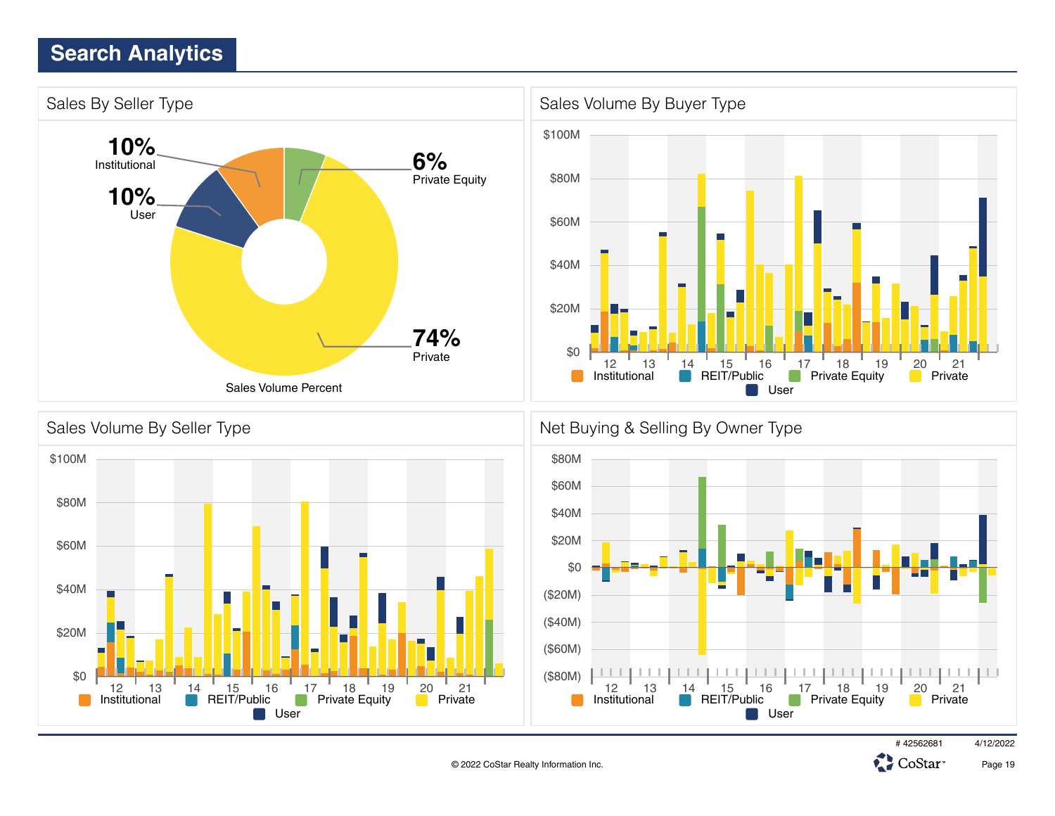## Search Analytics

### Sales By Seller Type

10% Institutional

10% User

6% Private Equity

74% Private

Sales Volume Percent

### Sales Volume By Buyer Type

$100M
$80M
$60M
$40M
$20M
$0

12 13 14 15 16 17 18 19 20 21

Institutional REIT/Public Private Equity Private User

### Sales Volume By Seller Type

$100M
$80M
$60M
$40M
$20M
$0

12 13 14 15 16 17 18 19 20 21

Institutional REIT/Public Private Equity Private User

### Net Buying & Selling By Owner Type

$80M
$60M
$40M
$20M
$0
($20M)
($40M)
($60M)
($80M)

12 13 14 15 16 17 18 19 20 21

Institutional REIT/Public Private Equity Private User

# 42562681 4/12/2022

© 2022 CoStar Realty Information Inc.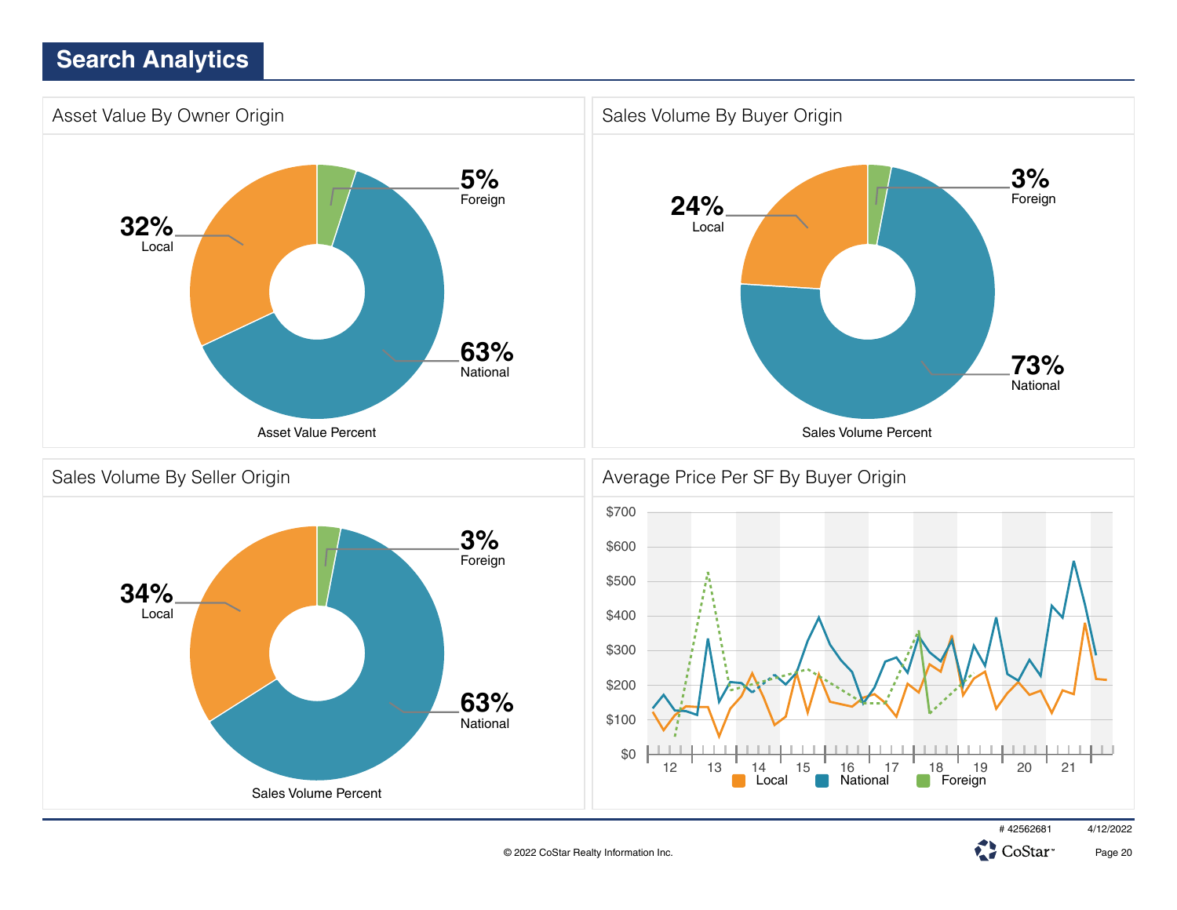# Search Analytics

## Asset Value By Owner Origin

Asset Value Percent

- 32% Local
- 5% Foreign
- 63% National

## Sales Volume By Buyer Origin

Sales Volume Percent

- 24% Local
- 3% Foreign
- 73% National

## Sales Volume By Seller Origin

Sales Volume Percent

- 34% Local
- 3% Foreign
- 63% National

## Average Price Per SF By Buyer Origin

$700, $600, $500, $400, $300, $200, $100, $0

12, 13, 14, 15, 16, 17, 18, 19, 20, 21

Local, National, Foreign

© 2022 CoStar Realty Information Inc.

# 42562681 4/12/2022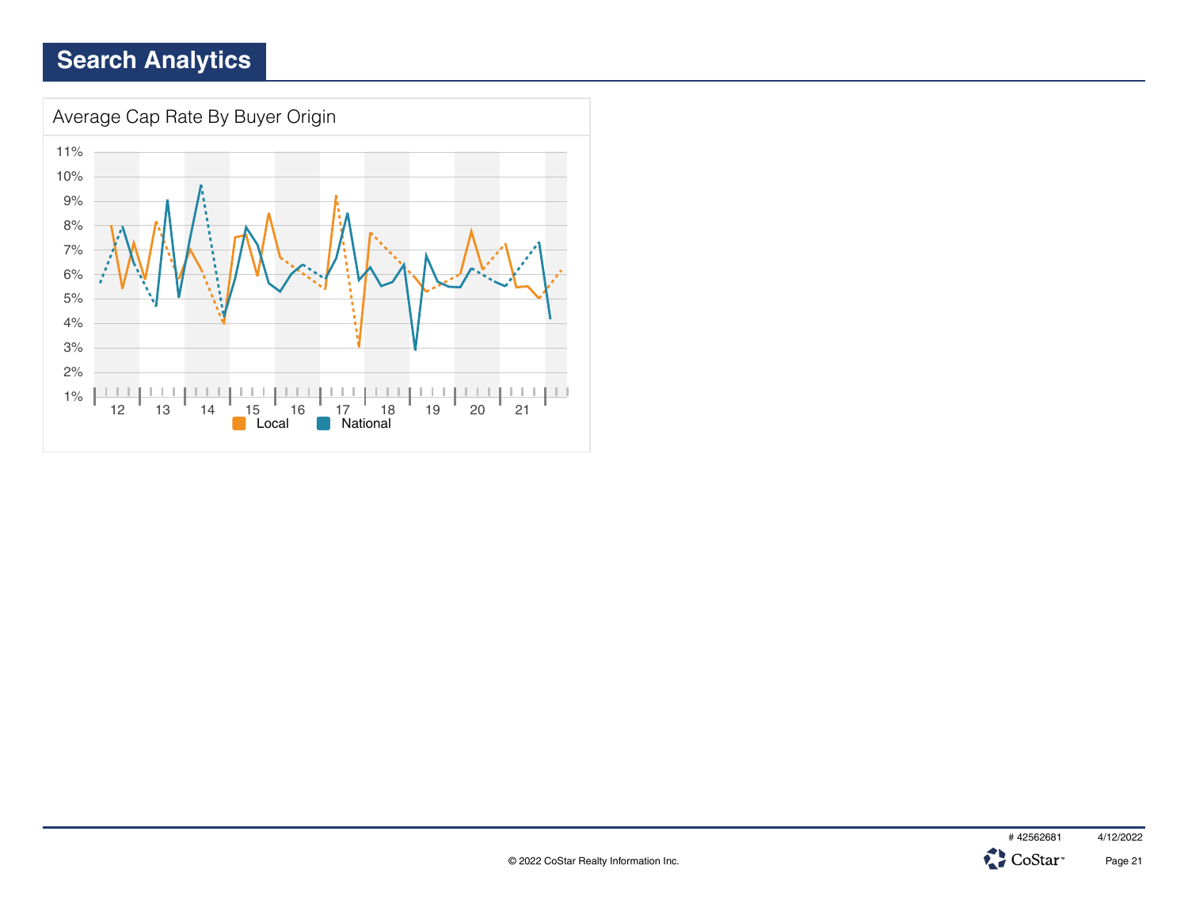## Search Analytics

### Average Cap Rate By Buyer Origin

11%
10%
9%
8%
7%
6%
5%
4%
3%
2%
1%

12 13 14 15 16 17 18 19 20 21

Local National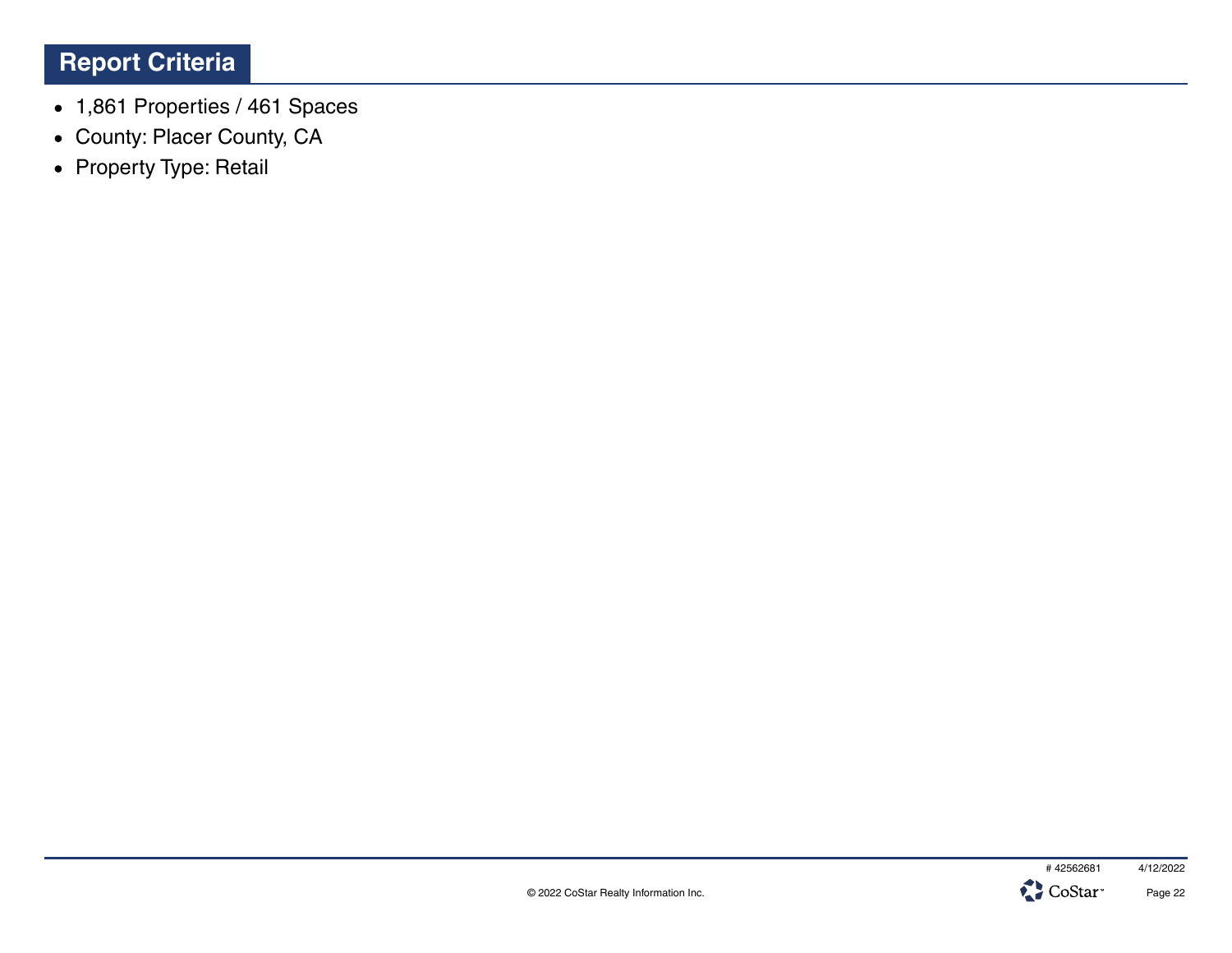## Report Criteria

- 1,861 Properties / 461 Spaces
- County: Placer County, CA
- Property Type: Retail